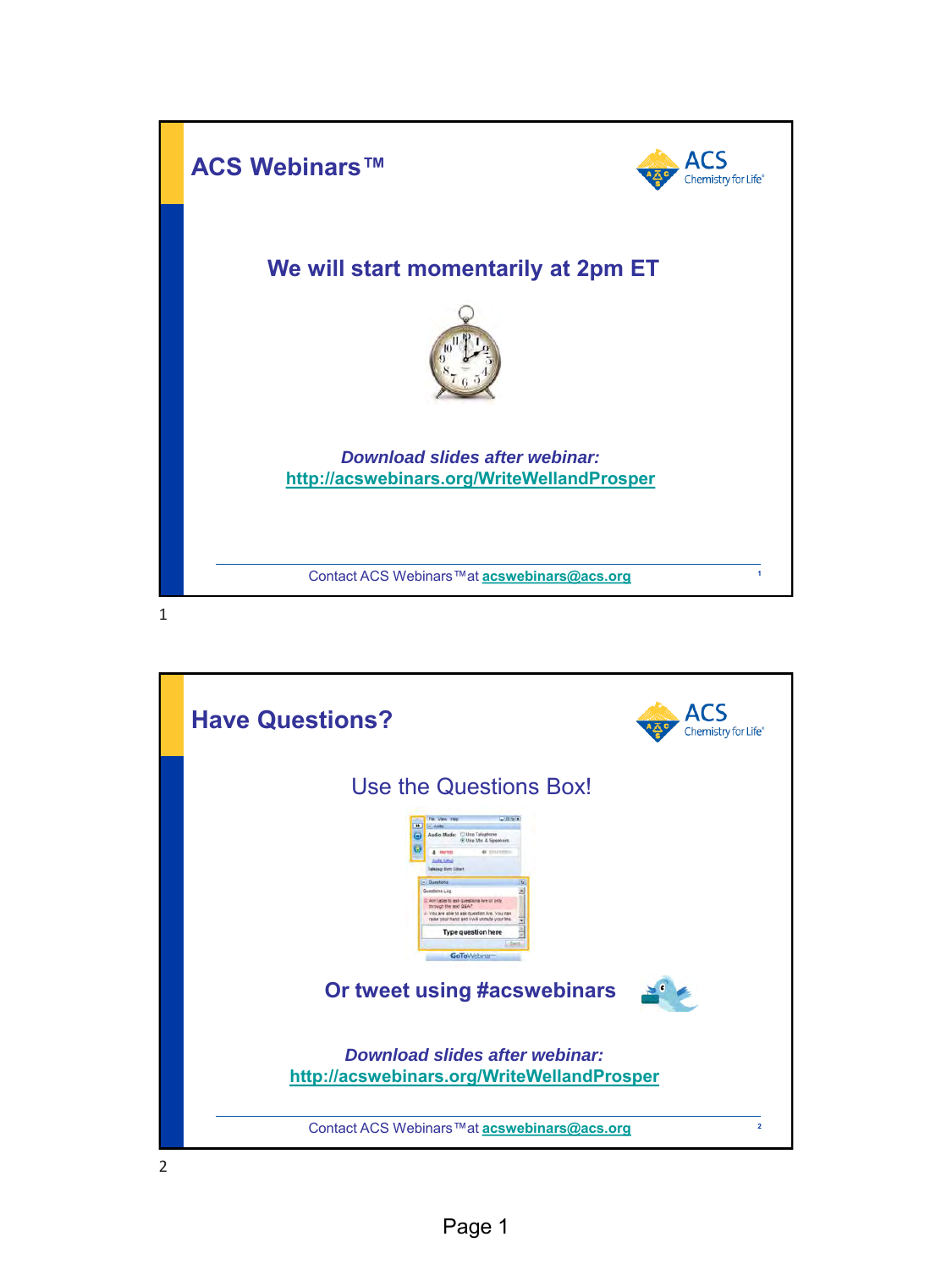## ACS Webinars™

ACS Chemistry for Life®

### We will start momentarily at 2pm ET

***Download slides after webinar:***
**http://acswebinars.org/WriteWellandProsper**

Contact ACS Webinars™ at **acswebinars@acs.org**

## Have Questions?

ACS Chemistry for Life®

Use the Questions Box!

**Or tweet using #acswebinars**

***Download slides after webinar:***
**http://acswebinars.org/WriteWellandProsper**

Contact ACS Webinars™ at **acswebinars@acs.org**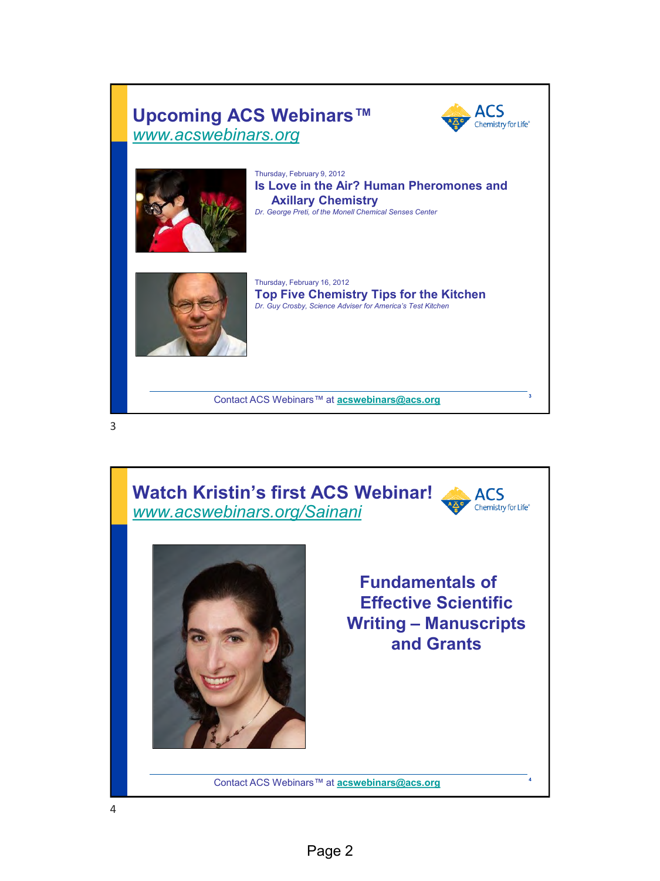## Upcoming ACS Webinars™

*www.acswebinars.org*

Thursday, February 9, 2012

**Is Love in the Air? Human Pheromones and Axillary Chemistry**

*Dr. George Preti, of the Monell Chemical Senses Center*

Thursday, February 16, 2012

**Top Five Chemistry Tips for the Kitchen**

*Dr. Guy Crosby, Science Adviser for America's Test Kitchen*

Contact ACS Webinars™ at **acswebinars@acs.org**

## Watch Kristin's first ACS Webinar!

*www.acswebinars.org/Sainani*

**Fundamentals of Effective Scientific Writing – Manuscripts and Grants**

Contact ACS Webinars™ at **acswebinars@acs.org**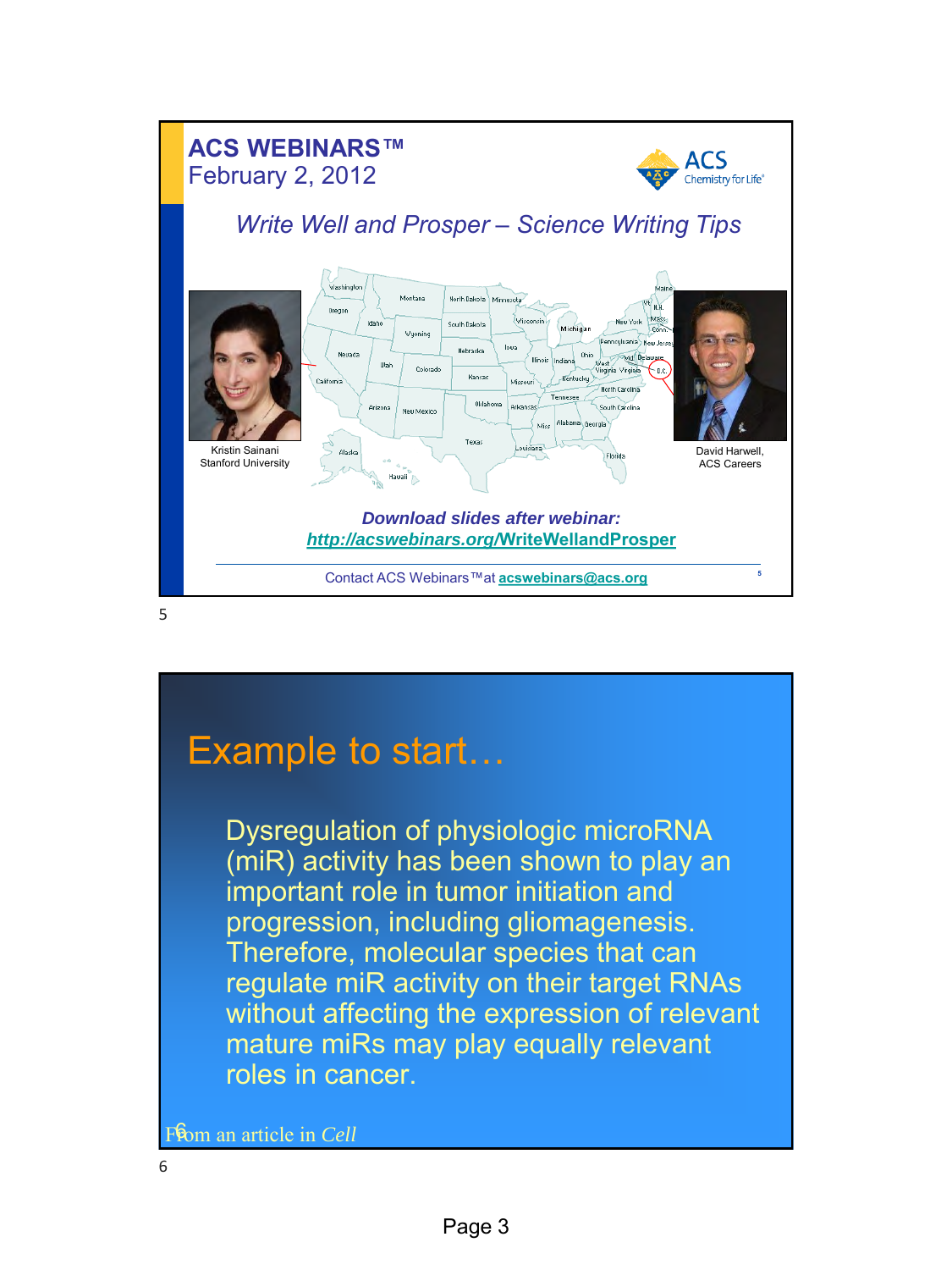# ACS WEBINARS™

February 2, 2012

*Write Well and Prosper – Science Writing Tips*

Kristin Sainani
Stanford University

David Harwell,
ACS Careers

***Download slides after webinar:***
***http://acswebinars.org/WriteWellandProsper***

Contact ACS Webinars™ at **acswebinars@acs.org**

---

## Example to start…

Dysregulation of physiologic microRNA (miR) activity has been shown to play an important role in tumor initiation and progression, including gliomagenesis. Therefore, molecular species that can regulate miR activity on their target RNAs without affecting the expression of relevant mature miRs may play equally relevant roles in cancer.

From an article in *Cell*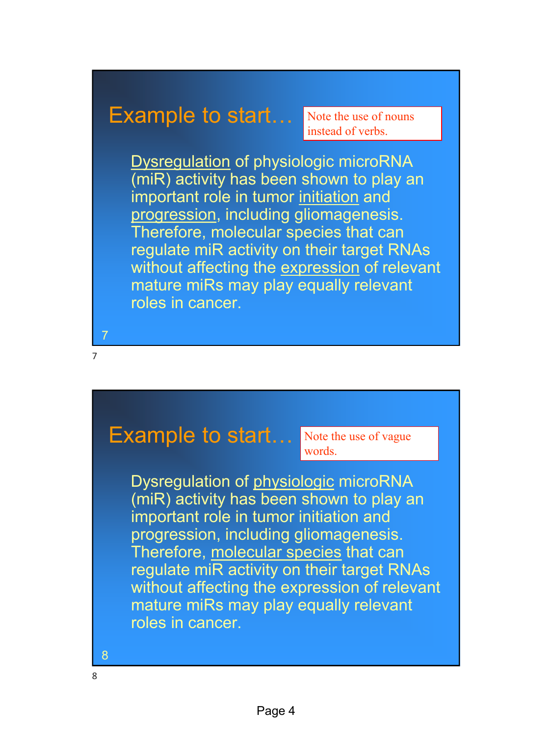## Example to start…

Note the use of nouns instead of verbs.

Dysregulation of physiologic microRNA (miR) activity has been shown to play an important role in tumor initiation and progression, including gliomagenesis. Therefore, molecular species that can regulate miR activity on their target RNAs without affecting the expression of relevant mature miRs may play equally relevant roles in cancer.

## Example to start…

Note the use of vague words.

Dysregulation of physiologic microRNA (miR) activity has been shown to play an important role in tumor initiation and progression, including gliomagenesis. Therefore, molecular species that can regulate miR activity on their target RNAs without affecting the expression of relevant mature miRs may play equally relevant roles in cancer.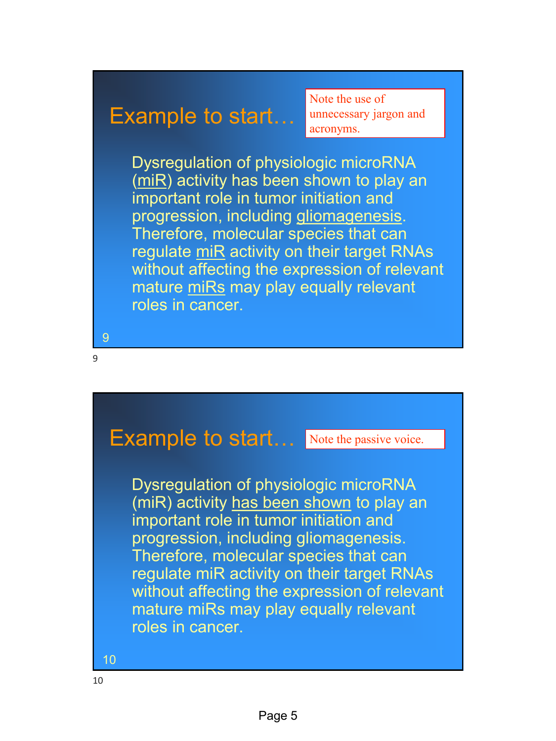## Example to start…

Note the use of unnecessary jargon and acronyms.

Dysregulation of physiologic microRNA (miR) activity has been shown to play an important role in tumor initiation and progression, including gliomagenesis. Therefore, molecular species that can regulate miR activity on their target RNAs without affecting the expression of relevant mature miRs may play equally relevant roles in cancer.

## Example to start…

Note the passive voice.

Dysregulation of physiologic microRNA (miR) activity has been shown to play an important role in tumor initiation and progression, including gliomagenesis. Therefore, molecular species that can regulate miR activity on their target RNAs without affecting the expression of relevant mature miRs may play equally relevant roles in cancer.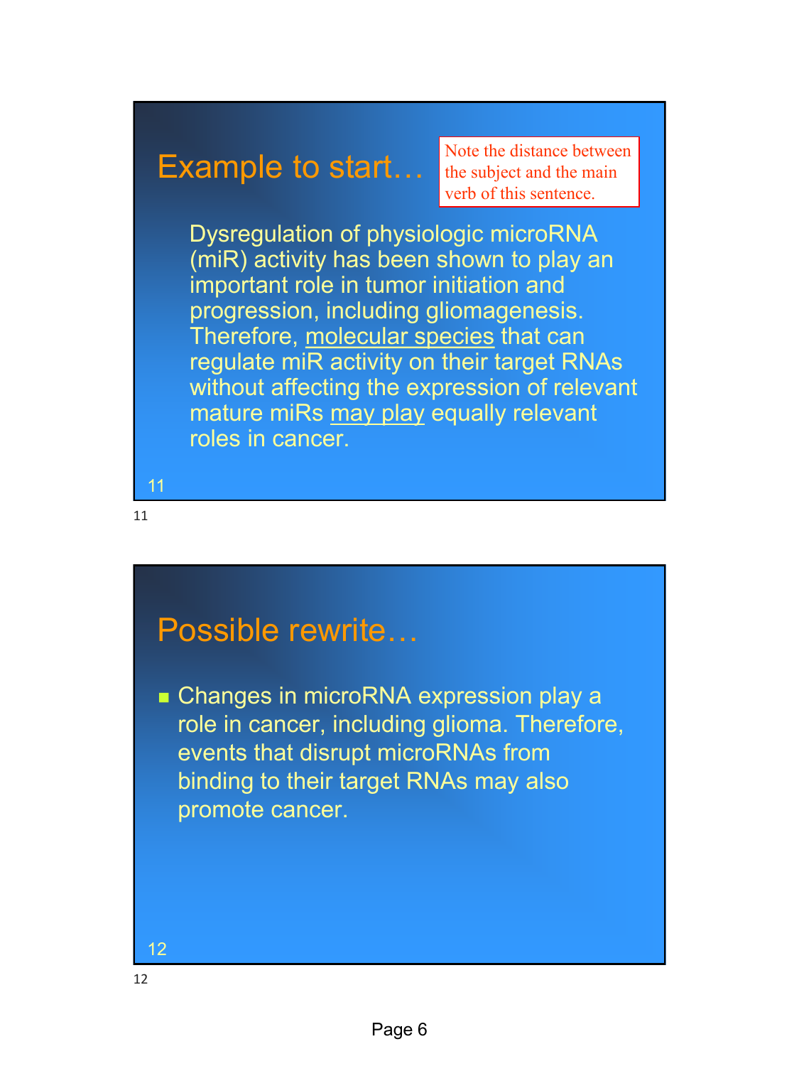## Example to start…

Note the distance between the subject and the main verb of this sentence.

Dysregulation of physiologic microRNA (miR) activity has been shown to play an important role in tumor initiation and progression, including gliomagenesis. Therefore, <u>molecular species</u> that can regulate miR activity on their target RNAs without affecting the expression of relevant mature miRs <u>may play</u> equally relevant roles in cancer.

## Possible rewrite…

- Changes in microRNA expression play a role in cancer, including glioma. Therefore, events that disrupt microRNAs from binding to their target RNAs may also promote cancer.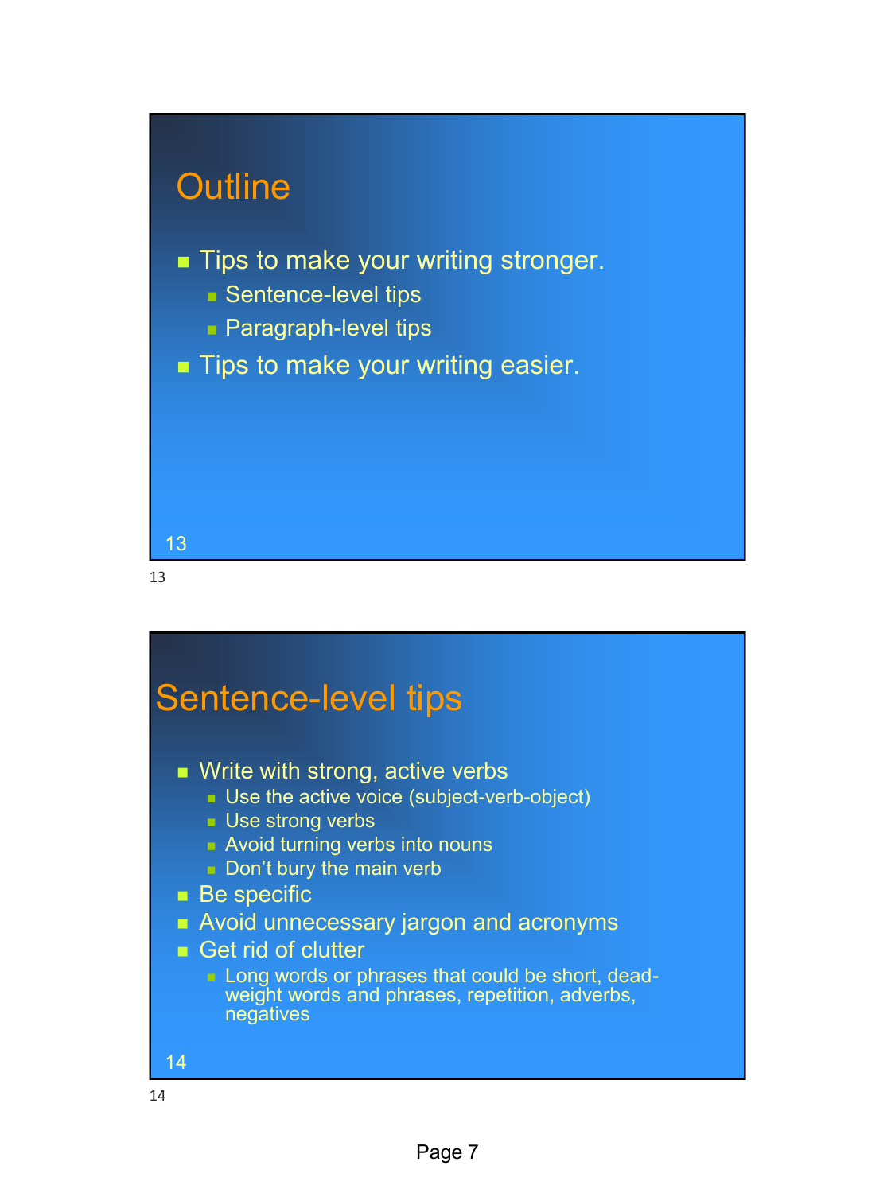## Outline

- Tips to make your writing stronger.
  - Sentence-level tips
  - Paragraph-level tips
- Tips to make your writing easier.

## Sentence-level tips

- Write with strong, active verbs
  - Use the active voice (subject-verb-object)
  - Use strong verbs
  - Avoid turning verbs into nouns
  - Don't bury the main verb
- Be specific
- Avoid unnecessary jargon and acronyms
- Get rid of clutter
  - Long words or phrases that could be short, dead-weight words and phrases, repetition, adverbs, negatives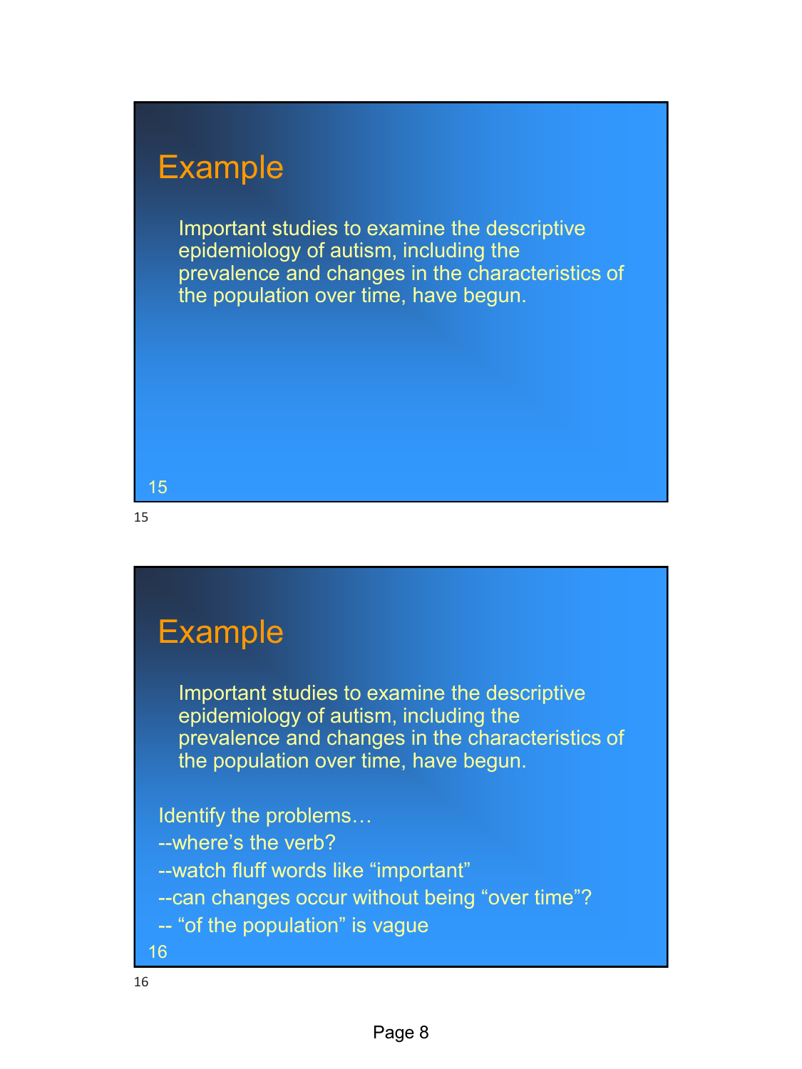## Example

Important studies to examine the descriptive epidemiology of autism, including the prevalence and changes in the characteristics of the population over time, have begun.

## Example

Important studies to examine the descriptive epidemiology of autism, including the prevalence and changes in the characteristics of the population over time, have begun.

Identify the problems…

--where's the verb?

--watch fluff words like "important"

--can changes occur without being "over time"?

-- "of the population" is vague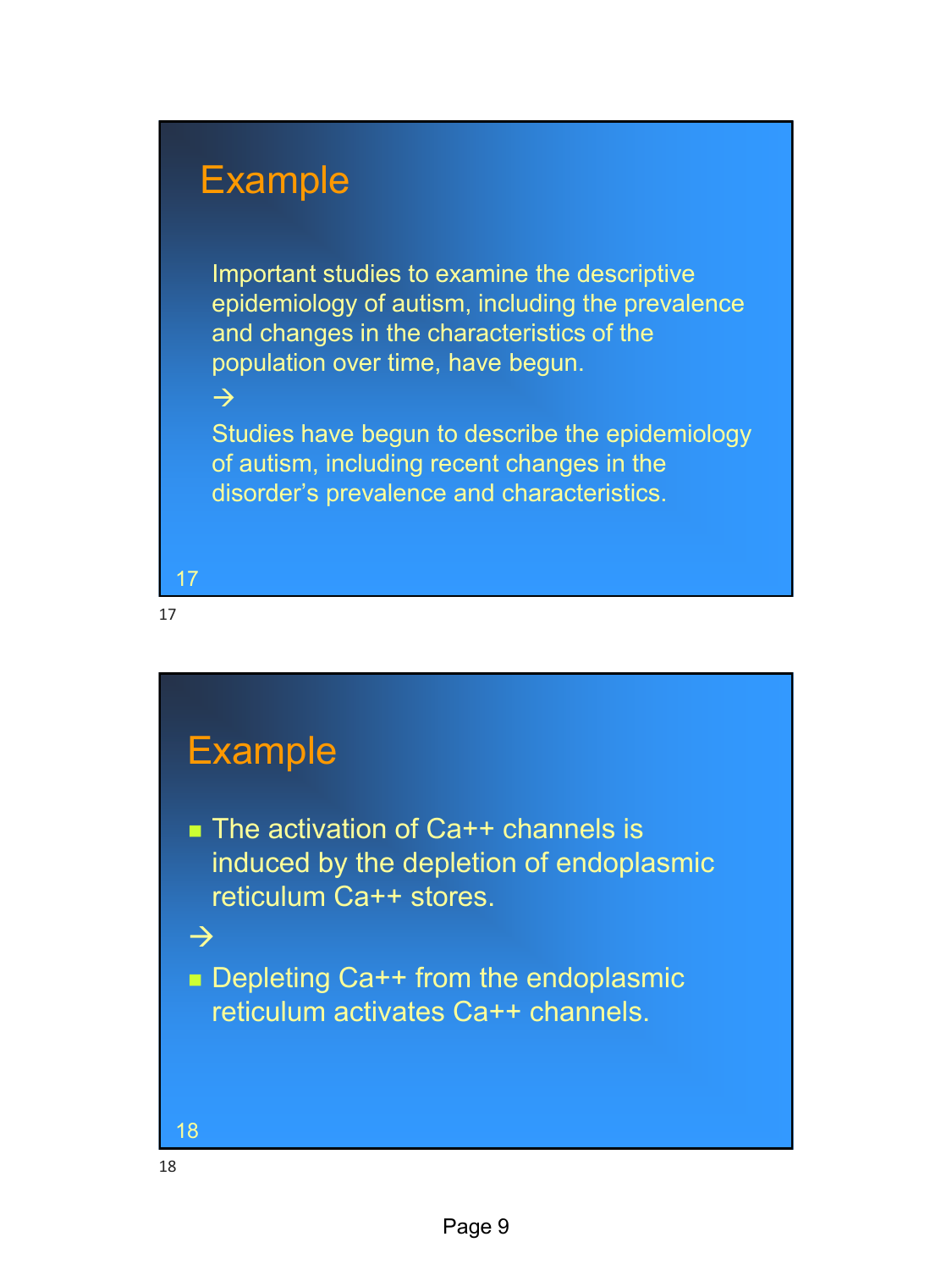## Example

Important studies to examine the descriptive epidemiology of autism, including the prevalence and changes in the characteristics of the population over time, have begun.

→

Studies have begun to describe the epidemiology of autism, including recent changes in the disorder's prevalence and characteristics.

## Example

- The activation of Ca++ channels is induced by the depletion of endoplasmic reticulum Ca++ stores.

→

- Depleting Ca++ from the endoplasmic reticulum activates Ca++ channels.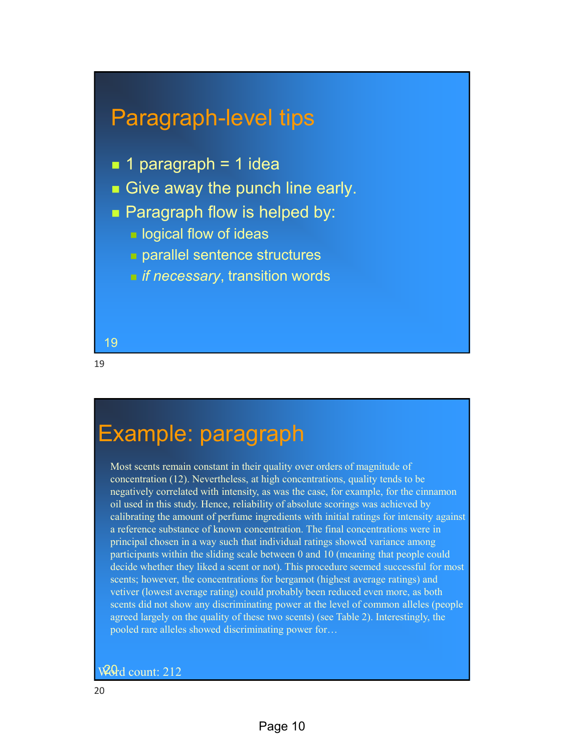# Paragraph-level tips

- 1 paragraph = 1 idea
- Give away the punch line early.
- Paragraph flow is helped by:
  - logical flow of ideas
  - parallel sentence structures
  - *if necessary*, transition words

# Example: paragraph

Most scents remain constant in their quality over orders of magnitude of concentration (12). Nevertheless, at high concentrations, quality tends to be negatively correlated with intensity, as was the case, for example, for the cinnamon oil used in this study. Hence, reliability of absolute scorings was achieved by calibrating the amount of perfume ingredients with initial ratings for intensity against a reference substance of known concentration. The final concentrations were in principal chosen in a way such that individual ratings showed variance among participants within the sliding scale between 0 and 10 (meaning that people could decide whether they liked a scent or not). This procedure seemed successful for most scents; however, the concentrations for bergamot (highest average ratings) and vetiver (lowest average rating) could probably been reduced even more, as both scents did not show any discriminating power at the level of common alleles (people agreed largely on the quality of these two scents) (see Table 2). Interestingly, the pooled rare alleles showed discriminating power for…

Word count: 212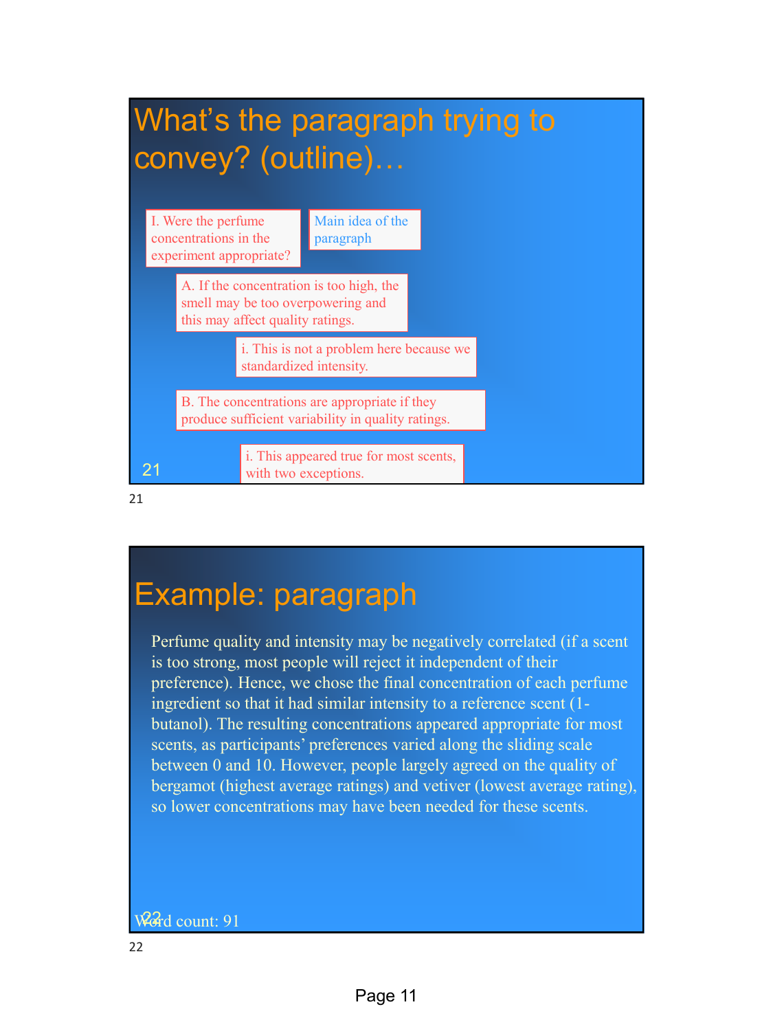## What's the paragraph trying to convey? (outline)…

- I. Were the perfume concentrations in the experiment appropriate?

  Main idea of the paragraph

  - A. If the concentration is too high, the smell may be too overpowering and this may affect quality ratings.
    - i. This is not a problem here because we standardized intensity.
  - B. The concentrations are appropriate if they produce sufficient variability in quality ratings.
    - i. This appeared true for most scents, with two exceptions.

## Example: paragraph

Perfume quality and intensity may be negatively correlated (if a scent is too strong, most people will reject it independent of their preference). Hence, we chose the final concentration of each perfume ingredient so that it had similar intensity to a reference scent (1-butanol). The resulting concentrations appeared appropriate for most scents, as participants' preferences varied along the sliding scale between 0 and 10. However, people largely agreed on the quality of bergamot (highest average ratings) and vetiver (lowest average rating), so lower concentrations may have been needed for these scents.

Word count: 91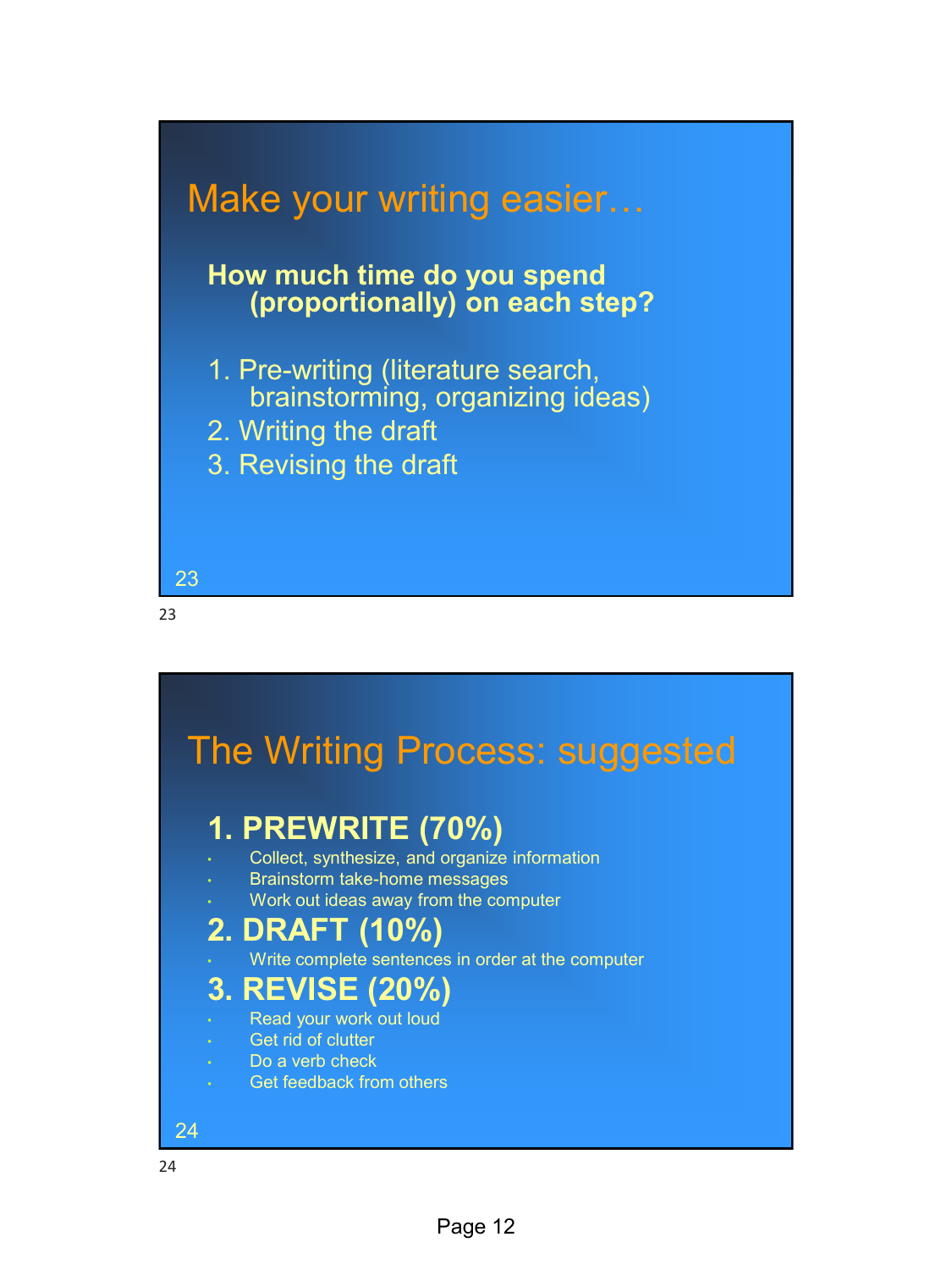## Make your writing easier…

**How much time do you spend (proportionally) on each step?**

1. Pre-writing (literature search, brainstorming, organizing ideas)
2. Writing the draft
3. Revising the draft

## The Writing Process: suggested

### 1. PREWRITE (70%)

- Collect, synthesize, and organize information
- Brainstorm take-home messages
- Work out ideas away from the computer

### 2. DRAFT (10%)

- Write complete sentences in order at the computer

### 3. REVISE (20%)

- Read your work out loud
- Get rid of clutter
- Do a verb check
- Get feedback from others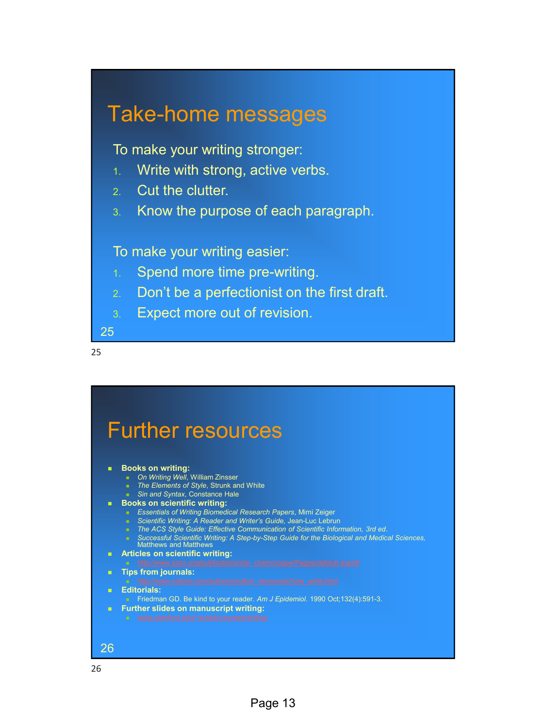# Take-home messages

To make your writing stronger:

1. Write with strong, active verbs.
2. Cut the clutter.
3. Know the purpose of each paragraph.

To make your writing easier:

1. Spend more time pre-writing.
2. Don't be a perfectionist on the first draft.
3. Expect more out of revision.

# Further resources

- **Books on writing:**
  - *On Writing Well*, William Zinsser
  - *The Elements of Style*, Strunk and White
  - *Sin and Syntax*, Constance Hale
- **Books on scientific writing:**
  - *Essentials of Writing Biomedical Research Papers*, Mimi Zeiger
  - *Scientific Writing: A Reader and Writer's Guide,* Jean-Luc Lebrun
  - *The ACS Style Guide: Effective Communication of Scientific Information, 3rd ed.*
  - *Successful Scientific Writing: A Step-by-Step Guide for the Biological and Medical Sciences,* Matthews and Matthews
- **Articles on scientific writing:**
  - http://www.aacc.org/publications/clin_chem/ccgsw/Pages/default.aspx#
- **Tips from journals:**
  - http://www.nature.com/authors/author_resources/how_write.html
- **Editorials:**
  - Friedman GD. Be kind to your reader. *Am J Epidemiol*. 1990 Oct;132(4):591-3.
- **Further slides on manuscript writing:**
  - www.stanford.edu/~kcobb/courses/writing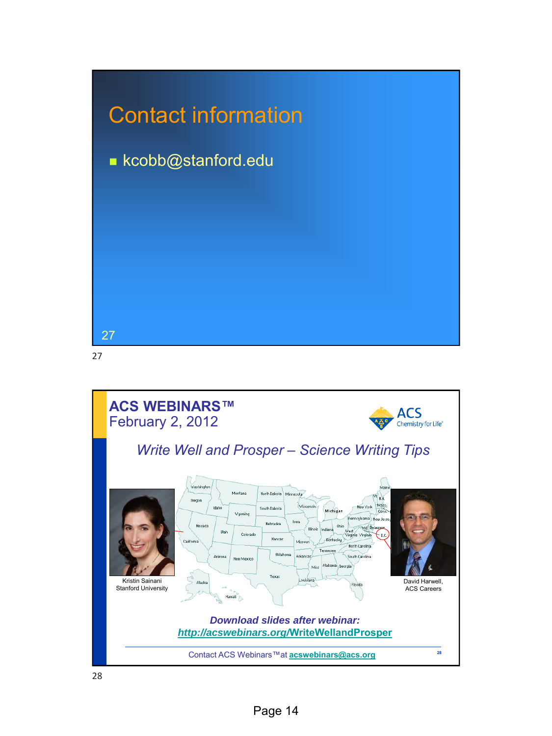## Contact information

- kcobb@stanford.edu

27

**ACS WEBINARS™**
February 2, 2012

ACS Chemistry for Life®

*Write Well and Prosper – Science Writing Tips*

Kristin Sainani
Stanford University

David Harwell,
ACS Careers

***Download slides after webinar:***
***http://acswebinars.org/WriteWellandProsper***

Contact ACS Webinars™ at **acswebinars@acs.org**

28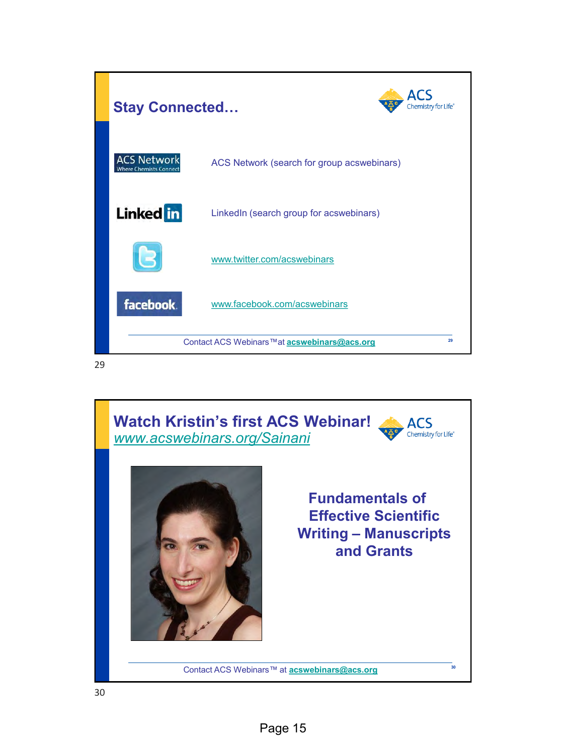## Stay Connected…

ACS Network (search for group acswebinars)

LinkedIn (search group for acswebinars)

www.twitter.com/acswebinars

www.facebook.com/acswebinars

Contact ACS Webinars™ at **acswebinars@acs.org**

## Watch Kristin's first ACS Webinar!

*www.acswebinars.org/Sainani*

**Fundamentals of Effective Scientific Writing – Manuscripts and Grants**

Contact ACS Webinars™ at **acswebinars@acs.org**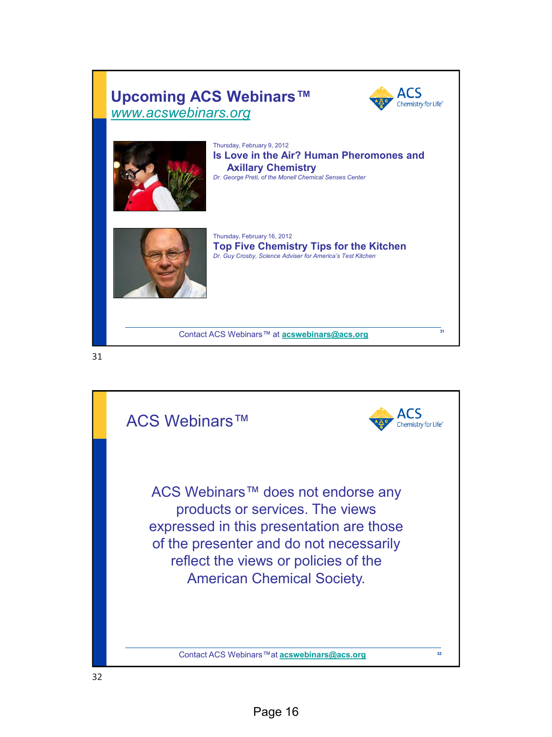## Upcoming ACS Webinars™

www.acswebinars.org

Thursday, February 9, 2012

**Is Love in the Air? Human Pheromones and Axillary Chemistry**

*Dr. George Preti, of the Monell Chemical Senses Center*

Thursday, February 16, 2012

**Top Five Chemistry Tips for the Kitchen**

*Dr. Guy Crosby, Science Adviser for America's Test Kitchen*

Contact ACS Webinars™ at **acswebinars@acs.org**

## ACS Webinars™

ACS Webinars™ does not endorse any products or services. The views expressed in this presentation are those of the presenter and do not necessarily reflect the views or policies of the American Chemical Society.

Contact ACS Webinars™ at **acswebinars@acs.org**